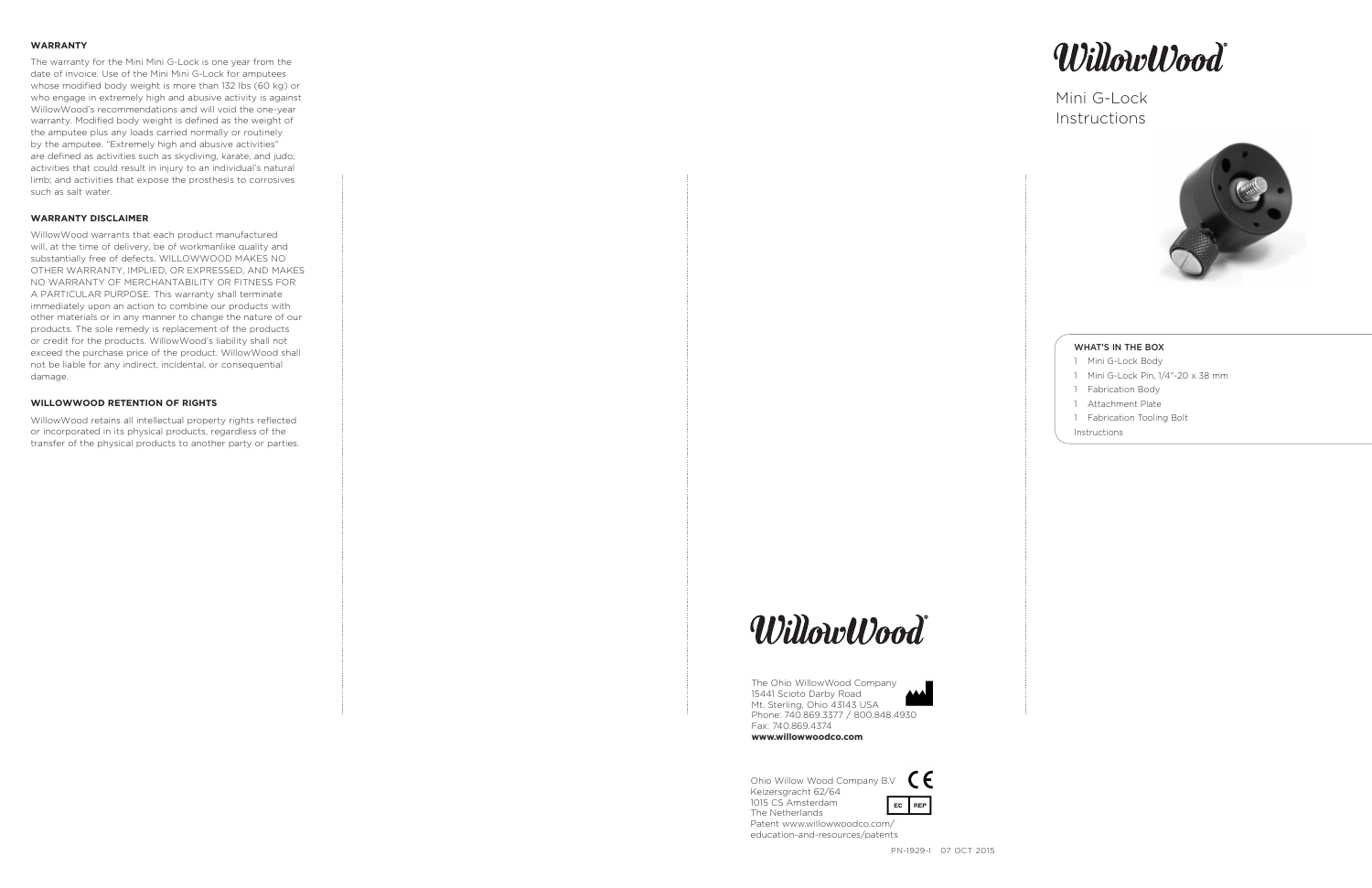## WARRANTY

The warranty for the Mini Mini G-Lock is one year from the date of invoice. Use of the Mini Mini G-Lock for amputees whose modified body weight is more than 132 lbs (60 kg) or who engage in extremely high and abusive activity is against WillowWood's recommendations and will void the one-year warranty. Modified body weight is defined as the weight of the amputee plus any loads carried normally or routinely by the amputee. "Extremely high and abusive activities" are defined as activities such as skydiving, karate, and judo; activities that could result in injury to an individual's natural limb; and activities that expose the prosthesis to corrosives such as salt water.

## WARRANTY DISCLAIMER

WillowWood warrants that each product manufactured will, at the time of delivery, be of workmanlike quality and substantially free of defects. WILLOWWOOD MAKES NO OTHER WARRANTY, IMPLIED, OR EXPRESSED, AND MAKES NO WARRANTY OF MERCHANTABILITY OR FITNESS FOR A PARTICULAR PURPOSE. This warranty shall terminate immediately upon an action to combine our products with other materials or in any manner to change the nature of our products. The sole remedy is replacement of the products or credit for the products. WillowWood's liability shall not exceed the purchase price of the product. WillowWood shall not be liable for any indirect, incidental, or consequential damage.

## WILLOWWOOD RETENTION OF RIGHTS

WillowWood retains all intellectual property rights reflected or incorporated in its physical products, regardless of the transfer of the physical products to another party or parties.

WillowWood

The Ohio WillowWood Company
15441 Scioto Darby Road
Mt. Sterling, Ohio 43143 USA
Phone: 740.869.3377 / 800.848.4930
Fax: 740.869.4374
**www.willowwoodco.com**

Ohio Willow Wood Company B.V
Keizersgracht 62/64
1015 CS Amsterdam
The Netherlands
Patent www.willowwoodco.com/education-and-resources/patents

PN-1929-I 07 OCT 2015

WillowWood

# Mini G-Lock Instructions

### WHAT'S IN THE BOX

- 1 Mini G-Lock Body
- 1 Mini G-Lock Pin, 1/4"-20 x 38 mm
- 1 Fabrication Body
- 1 Attachment Plate
- 1 Fabrication Tooling Bolt

Instructions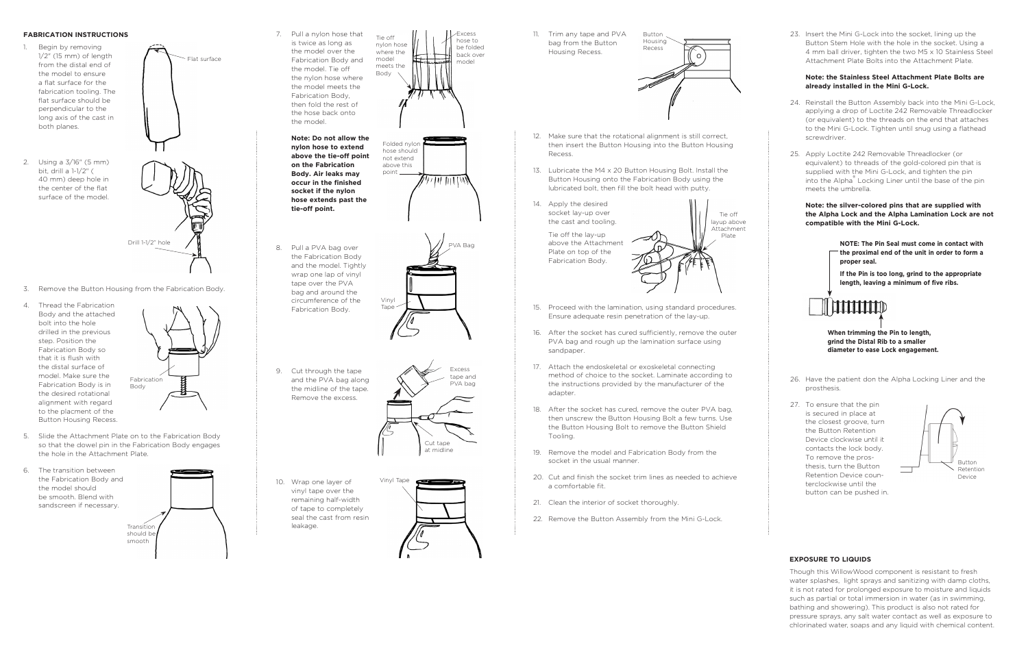## FABRICATION INSTRUCTIONS

1. Begin by removing 1/2" (15 mm) of length from the distal end of the model to ensure a flat surface for the fabrication tooling. The flat surface should be perpendicular to the long axis of the cast in both planes.

Flat surface

2. Using a 3/16" (5 mm) bit, drill a 1-1/2" ( 40 mm) deep hole in the center of the flat surface of the model.

Drill 1-1/2" hole

3. Remove the Button Housing from the Fabrication Body.

4. Thread the Fabrication Body and the attached bolt into the hole drilled in the previous step. Position the Fabrication Body so that it is flush with the distal surface of model. Make sure the Fabrication Body is in the desired rotational alignment with regard to the placment of the Button Housing Recess.

Fabrication Body

5. Slide the Attachment Plate on to the Fabrication Body so that the dowel pin in the Fabrication Body engages the hole in the Attachment Plate.

6. The transition between the Fabrication Body and the model should be smooth. Blend with sandscreen if necessary.

Transition should be smooth

7. Pull a nylon hose that is twice as long as the model over the Fabrication Body and the model. Tie off the nylon hose where the model meets the Fabrication Body, then fold the rest of the hose back onto the model.

Tie off nylon hose where the model meets the Body

Excess hose to be folded back over model

**Note: Do not allow the nylon hose to extend above the tie-off point on the Fabrication Body. Air leaks may occur in the finished socket if the nylon hose extends past the tie-off point.**

Folded nylon hose should not extend above this point

8. Pull a PVA bag over the Fabrication Body and the model. Tightly wrap one lap of vinyl tape over the PVA bag and around the circumference of the Fabrication Body.

PVA Bag

Vinyl Tape

9. Cut through the tape and the PVA bag along the midline of the tape. Remove the excess.

Excess tape and PVA bag

Cut tape at midline

10. Wrap one layer of vinyl tape over the remaining half-width of tape to completely seal the cast from resin leakage.

Vinyl Tape

11. Trim any tape and PVA bag from the Button Housing Recess.

Button Housing Recess

12. Make sure that the rotational alignment is still correct, then insert the Button Housing into the Button Housing Recess.

13. Lubricate the M4 x 20 Button Housing Bolt. Install the Button Housing onto the Fabrication Body using the lubricated bolt, then fill the bolt head with putty.

14. Apply the desired socket lay-up over the cast and tooling.

 Tie off the lay-up above the Attachment Plate on top of the Fabrication Body.

Tie off layup above Attachment Plate

15. Proceed with the lamination, using standard procedures. Ensure adequate resin penetration of the lay-up.

16. After the socket has cured sufficiently, remove the outer PVA bag and rough up the lamination surface using sandpaper.

17. Attach the endoskeletal or exoskeletal connecting method of choice to the socket. Laminate according to the instructions provided by the manufacturer of the adapter.

18. After the socket has cured, remove the outer PVA bag, then unscrew the Button Housing Bolt a few turns. Use the Button Housing Bolt to remove the Button Shield Tooling.

19. Remove the model and Fabrication Body from the socket in the usual manner.

20. Cut and finish the socket trim lines as needed to achieve a comfortable fit.

21. Clean the interior of socket thoroughly.

22. Remove the Button Assembly from the Mini G-Lock.

23. Insert the Mini G-Lock into the socket, lining up the Button Stem Hole with the hole in the socket. Using a 4 mm ball driver, tighten the two M5 x 10 Stainless Steel Attachment Plate Bolts into the Attachment Plate.

 **Note: the Stainless Steel Attachment Plate Bolts are already installed in the Mini G-Lock.**

24. Reinstall the Button Assembly back into the Mini G-Lock, applying a drop of Loctite 242 Removable Threadlocker (or equivalent) to the threads on the end that attaches to the Mini G-Lock. Tighten until snug using a flathead screwdriver.

25. Apply Loctite 242 Removable Threadlocker (or equivalent) to threads of the gold-colored pin that is supplied with the Mini G-Lock, and tighten the pin into the Alpha® Locking Liner until the base of the pin meets the umbrella.

 **Note: the silver-colored pins that are supplied with the Alpha Lock and the Alpha Lamination Lock are not compatible with the Mini G-Lock.**

**NOTE: The Pin Seal must come in contact with the proximal end of the unit in order to form a proper seal.**

**If the Pin is too long, grind to the appropriate length, leaving a minimum of five ribs.**

**When trimming the Pin to length, grind the Distal Rib to a smaller diameter to ease Lock engagement.**

26. Have the patient don the Alpha Locking Liner and the prosthesis.

27. To ensure that the pin is secured in place at the closest groove, turn the Button Retention Device clockwise until it contacts the lock body. To remove the prosthesis, turn the Button Retention Device counterclockwise until the button can be pushed in.

Button Retention Device

## EXPOSURE TO LIQUIDS

Though this WillowWood component is resistant to fresh water splashes, light sprays and sanitizing with damp cloths, it is not rated for prolonged exposure to moisture and liquids such as partial or total immersion in water (as in swimming, bathing and showering). This product is also not rated for pressure sprays, any salt water contact as well as exposure to chlorinated water, soaps and any liquid with chemical content.